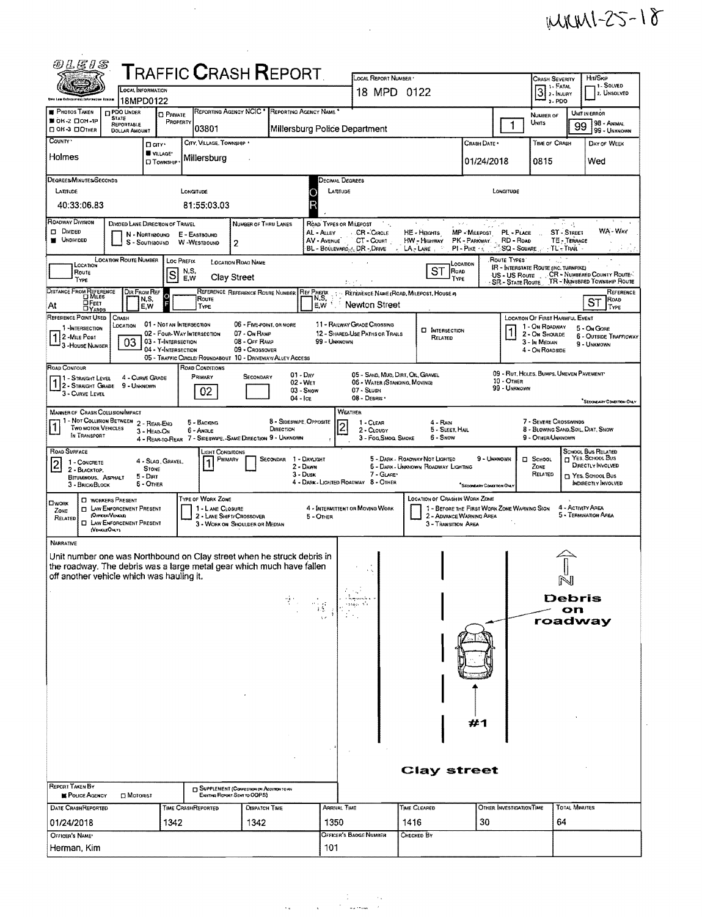MKM1-25-18

# OLEIS Traffic Crash Report

| Field | Value |
|---|---|
| Local Information | 18MPD0122 |
| Local Report Number | 18 MPD 0122 |
| Crash Severity | 3 (1 - Fatal, 2 - Injury, 3 - PDO) |
| Hit/Skip | 1 - Solved, 2 - Unsolved |
| Photos Taken | OH-2 |
| Reporting Agency NCIC | 03801 |
| Reporting Agency Name | Millersburg Police Department |
| Number of Units | 1 |
| Unit in Error | 99 (98 - Animal, 99 - Unknown) |
| County | Holmes |
| City, Village, Township | Village: Millersburg |
| Crash Date | 01/24/2018 |
| Time of Crash | 0815 |
| Day of Week | Wed |

**Degrees/Minutes/Seconds**

| Latitude | Longitude |
|---|---|
| 40:33:06.83 | 81:55:03.03 |

| Field | Value |
|---|---|
| Roadway Division | Undivided |
| Number of Thru Lanes | 2 |
| Loc Prefix | S |
| Location Road Name | Clay Street |
| Location Road Type | ST |
| Reference Point Used | 1 - Intersection |
| Reference Name (Road, Milepost, House #) | Newton Street |
| Reference Road Type | ST |
| Crash Location | 03 - T-Intersection |
| Location of First Harmful Event | 1 - On Roadway |
| Road Contour | 1 - Straight Level |
| Road Conditions (Primary) | 02 - Wet |
| Manner of Crash Collision/Impact | 1 - Not Collision Between Two Motor Vehicles In Transport |
| Weather | 2 - Cloudy |
| Road Surface | 2 - Blacktop, Bituminous, Asphalt |
| Light Conditions (Primary) | 1 - Daylight |

## Narrative

Unit number one was Northbound on Clay street when he struck debris in the roadway. The debris was a large metal gear which much have fallen off another vehicle which was hauling it.

Diagram labels: N; Debris on roadway; #1; Clay street

| Field | Value |
|---|---|
| Report Taken By | Police Agency |
| Date Crash Reported | 01/24/2018 |
| Time Crash Reported | 1342 |
| Dispatch Time | 1342 |
| Arrival Time | 1350 |
| Time Cleared | 1416 |
| Other Investigation Time | 30 |
| Total Minutes | 64 |
| Officer's Name | Herman, Kim |
| Officer's Badge Number | 101 |
| Checked By | |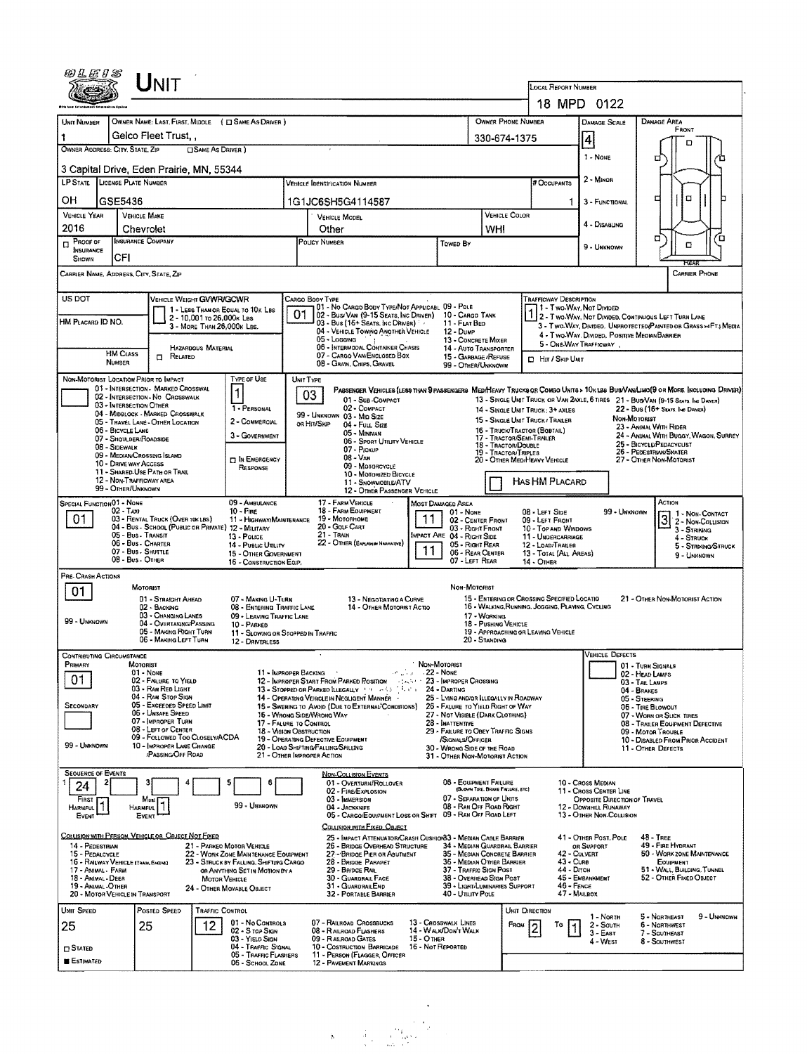# UNIT

**LOCAL REPORT NUMBER:** 18 MPD 0122

| Field | Value |
|---|---|
| Unit Number | 1 |
| Owner Name: Last, First, Middle | Geico Fleet Trust, , |
| Owner Phone Number | 330-674-1375 |
| Owner Address: City, State, Zip | 3 Capital Drive, Eden Prairie, MN, 55344 |
| LP State | OH |
| License Plate Number | GSE5436 |
| Vehicle Identification Number | 1G1JC6SH5G4114587 |
| # Occupants | 1 |
| Vehicle Year | 2016 |
| Vehicle Make | Chevrolet |
| Vehicle Model | Other |
| Vehicle Color | WHI |
| Insurance Company | CFI |
| Policy Number | |
| Towed By | |
| Damage Scale | 4 |
| Carrier Name, Address, City, State, Zip | |
| Carrier Phone | |

**Damage Scale:** 1 - None; 2 - Minor; 3 - Functional; 4 - Disabling; 9 - Unknown

| Field | Value |
|---|---|
| US DOT | |
| Vehicle Weight GVWR/GCWR | |
| Cargo Body Type | 01 |
| Trafficway Description | 1 |
| HM Placard ID No. | |
| HM Class Number | |
| Non-Motorist Location Prior to Impact | |
| Type of Use | 1 |
| Unit Type | 03 |
| Special Function | 01 |
| Most Damaged Area | 11 |
| Impact Area | 11 |
| Action | 3 |
| Pre-Crash Actions | 01 |
| Contributing Circumstance – Primary | 01 |
| Contributing Circumstance – Secondary | |
| Vehicle Defects | |

Vehicle Weight GVWR/GCWR: 1 - Less than or equal to 10k lbs; 2 - 10,001 to 26,000k lbs; 3 - More than 26,000k lbs.

Cargo Body Type: 01 - No Cargo Body Type/Not Applicabl; 02 - Bus/Van (9-15 Seats, Inc Driver); 03 - Bus (16+ Seats, Inc Driver); 04 - Vehicle Towing Another Vehicle; 05 - Logging; 06 - Intermodal Container Chassis; 07 - Cargo Van/Enclosed Box; 08 - Grain, Chips, Gravel; 09 - Pole; 10 - Cargo Tank; 11 - Flat Bed; 12 - Dump; 13 - Concrete Mixer; 14 - Auto Transporter; 15 - Garbage/Refuse; 99 - Other/Unknown

Trafficway Description: 1 - Two-Way, Not Divided; 2 - Two-Way, Not Divided, Continuous Left Turn Lane; 3 - Two-Way, Divided, Unprotected(Painted or Grass >4Ft.) Media; 4 - Two-Way, Divided, Positive Median Barrier; 5 - One-Way Trafficway; Hit / Skip Unit

Non-Motorist Location Prior to Impact: 01 - Intersection - Marked Crosswal; 02 - Intersection - No Crosswalk; 03 - Intersection Other; 04 - Midblock - Marked Crosswalk; 05 - Travel Lane - Other Location; 06 - Bicycle Lane; 07 - Shoulder/Roadside; 08 - Sidewalk; 09 - Median/Crossing Island; 10 - Drive way Access; 11 - Shared-Use Path or Trail; 12 - Non-Trafficway Area; 99 - Other/Unknown

Type of Use: 1 - Personal; 2 - Commercial; 3 - Government; In Emergency Response

Unit Type: Passenger Vehicles (less than 9 passengers): 01 - Sub-Compact; 02 - Compact; 99 - Unknown 03 - Mid Size; or Hit/Skip 04 - Full Size; 05 - Minivan; 06 - Sport Utility Vehicle; 07 - Pickup; 08 - Van; 09 - Motorcycle; 10 - Motorized Bicycle; 11 - Snowmobile/ATV; 12 - Other Passenger Vehicle. Med/Heavy Trucks or Combo Units > 10k lbs Bus/Van/Limo (9 or More Including Driver): 13 - Single Unit Truck or Van 2axle, 6 Tires; 14 - Single Unit Truck: 3+ Axles; 15 - Single Unit Truck / Trailer; 16 - Truck/Tractor (Bobtail); 17 - Tractor/Semi-Trailer; 18 - Tractor/Double; 19 - Tractor/Triples; 20 - Other Med/Heavy Vehicle; 21 - Bus/Van (9-15 Seats, Inc Driver); 22 - Bus (16+ Seats, Inc Driver). Non-Motorist: 23 - Animal With Rider; 24 - Animal With Buggy, Wagon, Surrey; 25 - Bicycle/Pedacyclist; 26 - Pedestrian/Skater; 27 - Other Non-Motorist. Has HM Placard

Special Function: 01 - None; 02 - Taxi; 03 - Rental Truck (Over 10k lbs); 04 - Bus - School (Public or Private); 05 - Bus - Transit; 06 - Bus - Charter; 07 - Bus - Shuttle; 08 - Bus - Other; 09 - Ambulance; 10 - Fire; 11 - Highway/Maintenance; 12 - Military; 13 - Police; 14 - Public Utility; 15 - Other Government; 16 - Construction Eqip.; 17 - Farm Vehicle; 18 - Farm Equipment; 19 - Motorhome; 20 - Golf Cart; 21 - Train; 22 - Other (Explain in Narrative)

Most Damaged Area: 01 - None; 02 - Center Front; 03 - Right Front; Impact Are 04 - Right Side; 05 - Right Rear; 06 - Rear Center; 07 - Left Rear; 08 - Left Side; 09 - Left Front; 10 - Top and Windows; 11 - Undercarriage; 12 - Load/Trailer; 13 - Total (All Areas); 14 - Other; 99 - Unknown

Action: 1 - Non-Contact; 2 - Non-Collision; 3 - Striking; 4 - Struck; 5 - Striking/Struck; 9 - Unknown

Pre-Crash Actions – Motorist: 01 - Straight Ahead; 02 - Backing; 03 - Changing Lanes; 04 - Overtaking/Passing; 05 - Making Right Turn; 06 - Making Left Turn; 07 - Making U-Turn; 08 - Entering Traffic Lane; 09 - Leaving Traffic Lane; 10 - Parked; 11 - Slowing or Stopped in Traffic; 12 - Driverless; 13 - Negotiating a Curve; 14 - Other Motorist Actio; 99 - Unknown. Non-Motorist: 15 - Entering or Crossing Specified Locatio; 16 - Walking, Running, Jogging, Playing, Cycling; 17 - Working; 18 - Pushing Vehicle; 19 - Approaching or Leaving Vehicle; 20 - Standing; 21 - Other Non-Motorist Action

Contributing Circumstance – Motorist: 01 - None; 02 - Failure to Yield; 03 - Ran Red Light; 04 - Ran Stop Sign; 05 - Exceeded Speed Limit; 06 - Unsafe Speed; 07 - Improper Turn; 08 - Left of Center; 09 - Followed Too Closely/ACDA; 10 - Improper Lane Change /Passing/Off Road; 11 - Improper Backing; 12 - Improper Start From Parked Position; 13 - Stopped or Parked Illegally; 14 - Operating Vehicle in Negligent Manner; 15 - Swering to Avoid (Due to External Conditions); 16 - Wrong Side/Wrong Way; 17 - Failure to Control; 18 - Vision Obstruction; 19 - Operating Defective Equipment; 20 - Load Shifting/Falling/Spilling; 21 - Other Improper Action; 99 - Unknown. Non-Motorist: 22 - None; 23 - Improper Crossing; 24 - Darting; 25 - Lying and/or Illegally in Roadway; 26 - Failure to Yield Right of Way; 27 - Not Visible (Dark Clothing); 28 - Inattentive; 29 - Failure to Obey Traffic Signs /Signals/Officer; 30 - Wrong Side of the Road; 31 - Other Non-Motorist Action

Vehicle Defects: 01 - Turn Signals; 02 - Head Lamps; 03 - Tail Lamps; 04 - Brakes; 05 - Steering; 06 - Tire Blowout; 07 - Worn or Slick Tires; 08 - Trailer Equipment Defective; 09 - Motor Trouble; 10 - Disabled From Prior Accident; 11 - Other Defects

## Sequence of Events

| 1 | 2 | 3 | 4 | 5 | 6 |
|---|---|---|---|---|---|
| 24 | | | | | |

First Harmful Event: 1; Most Harmful Event: 1; 99 - Unknown

Non-Collision Events: 01 - Overturn/Rollover; 02 - Fire/Explosion; 03 - Immersion; 04 - Jackknife; 05 - Cargo/Equipment Loss or Shift; 06 - Equipment Failure (Blown Tire, Brake Failure, etc); 07 - Separation of Units; 08 - Ran Off Road Right; 09 - Ran Off Road Left; 10 - Cross Median; 11 - Cross Center Line Opposite Direction of Travel; 12 - Downhill Runaway; 13 - Other Non-Collision

Collision with Person, Vehicle or Object Not Fixed: 14 - Pedestrian; 15 - Pedalcycle; 16 - Railway Vehicle (Train, Engine); 17 - Animal - Farm; 18 - Animal - Deer; 19 - Animal - Other; 20 - Motor Vehicle in Transport; 21 - Parked Motor Vehicle; 22 - Work Zone Maintenance Equipment; 23 - Struck by Falling, Shifting Cargo or Anything Set in Motion by a Motor Vehicle; 24 - Other Movable Object

Collision with Fixed Object: 25 - Impact Attenuator/Crash Cushion; 26 - Bridge Overhead Structure; 27 - Bridge Pier or Abutment; 28 - Bridge Parapet; 29 - Bridge Rail; 30 - Guardrail Face; 31 - Guardrail End; 32 - Portable Barrier; 33 - Median Cable Barrier; 34 - Median Guardrail Barrier; 35 - Median Concrete Barrier; 36 - Median Other Barrier; 37 - Traffic Sign Post; 38 - Overhead Sign Post; 39 - Light/Luminaries Support; 40 - Utility Pole; 41 - Other Post, Pole or Support; 42 - Culvert; 43 - Curb; 44 - Ditch; 45 - Embankment; 46 - Fence; 47 - Mailbox; 48 - Tree; 49 - Fire Hydrant; 50 - Work Zone Maintenance Equipment; 51 - Wall, Building, Tunnel; 52 - Other Fixed Object

| Unit Speed | Posted Speed | Traffic Control | Unit Direction From | Unit Direction To |
|---|---|---|---|---|
| 25 | 25 | 12 | 2 | 1 |

Unit Speed: Stated; ■ Estimated

Traffic Control: 01 - No Controls; 02 - Stop Sign; 03 - Yield Sign; 04 - Traffic Signal; 05 - Traffic Flashers; 06 - School Zone; 07 - Railroad Crossbucks; 08 - Railroad Flashers; 09 - Railroad Gates; 10 - Costruction Barricade; 11 - Person (Flagger, Officer); 12 - Pavement Markings; 13 - Crosswalk Lines; 14 - Walk/Don't Walk; 15 - Other; 16 - Not Reported

Unit Direction: 1 - North; 2 - South; 3 - East; 4 - West; 5 - Northeast; 6 - Northwest; 7 - Southeast; 8 - Southwest; 9 - Unknown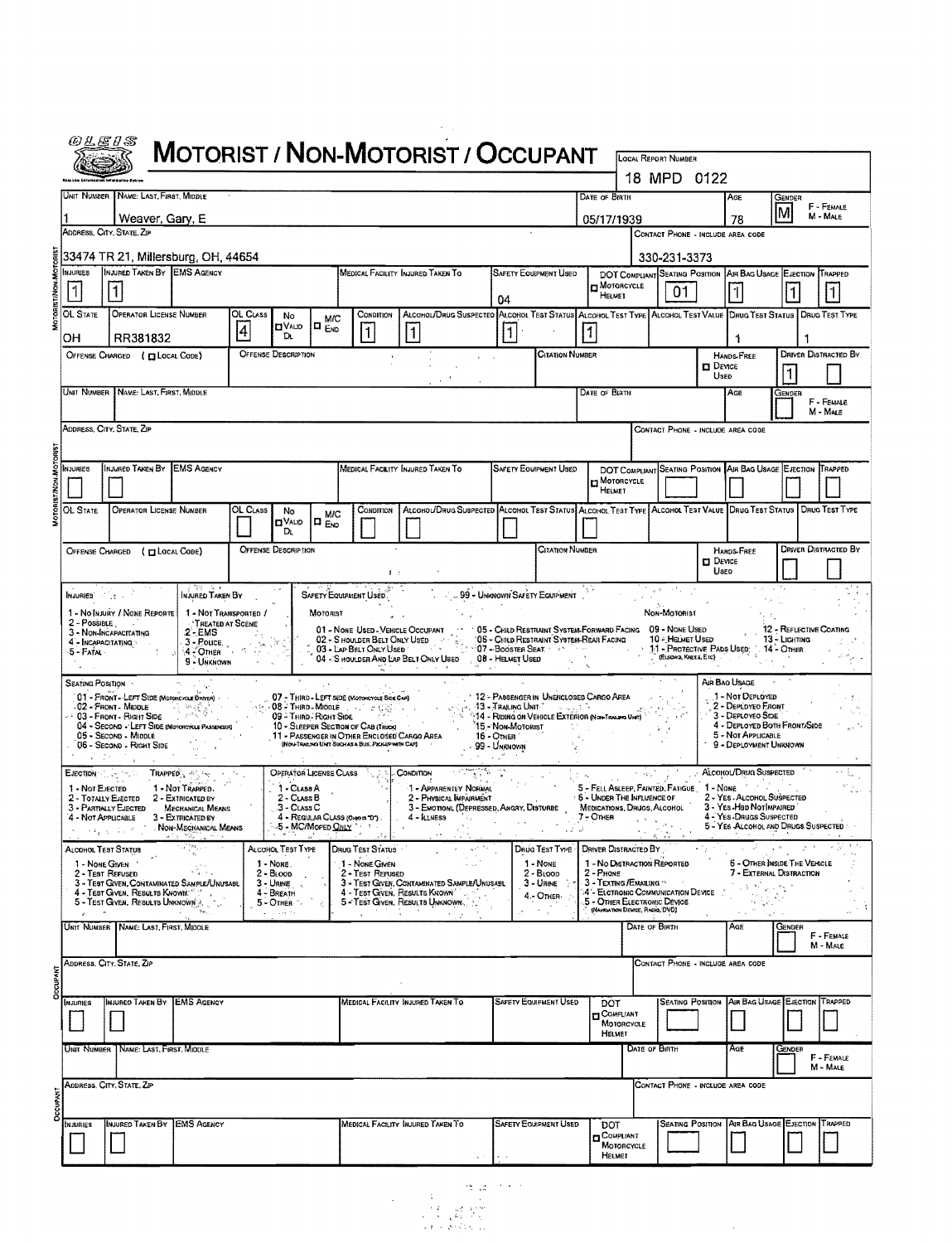# MOTORIST / NON-MOTORIST / OCCUPANT

OLEIS

| LOCAL REPORT NUMBER |
|---|
| 18 MPD 0122 |

## MOTORIST/NON-MOTORIST

| UNIT NUMBER | NAME: LAST, FIRST, MIDDLE | DATE OF BIRTH | AGE | GENDER (F - FEMALE, M - MALE) |
|---|---|---|---|---|
| 1 | Weaver, Gary, E | 05/17/1939 | 78 | M |

| ADDRESS, CITY, STATE, ZIP | CONTACT PHONE - INCLUDE AREA CODE |
|---|---|
| 33474 TR 21, Millersburg, OH, 44654 | 330-231-3373 |

| INJURIES | INJURED TAKEN BY | EMS AGENCY | MEDICAL FACILITY INJURED TAKEN TO | SAFETY EQUIPMENT USED | DOT COMPLIANT MOTORCYCLE HELMET | SEATING POSITION | AIR BAG USAGE | EJECTION | TRAPPED |
|---|---|---|---|---|---|---|---|---|---|
| 1 | 1 | | | 04 | | 01 | 1 | 1 | 1 |

| OL STATE | OPERATOR LICENSE NUMBER | OL CLASS | NO VALID DL | M/C END | CONDITION | ALCOHOL/DRUG SUSPECTED | ALCOHOL TEST STATUS | ALCOHOL TEST TYPE | ALCOHOL TEST VALUE | DRUG TEST STATUS | DRUG TEST TYPE |
|---|---|---|---|---|---|---|---|---|---|---|---|
| OH | RR381832 | 4 | | | 1 | 1 | 1 | 1 | | 1 | 1 |

| OFFENSE CHARGED ( LOCAL CODE) | OFFENSE DESCRIPTION | CITATION NUMBER | HANDS-FREE DEVICE USED | DRIVER DISTRACTED BY |
|---|---|---|---|---|
| | | | | 1 |

## MOTORIST/NON-MOTORIST

| UNIT NUMBER | NAME: LAST, FIRST, MIDDLE | DATE OF BIRTH | AGE | GENDER (F - FEMALE, M - MALE) |
|---|---|---|---|---|
| | | | | |

| ADDRESS, CITY, STATE, ZIP | CONTACT PHONE - INCLUDE AREA CODE |
|---|---|
| | |

| INJURIES | INJURED TAKEN BY | EMS AGENCY | MEDICAL FACILITY INJURED TAKEN TO | SAFETY EQUIPMENT USED | DOT COMPLIANT MOTORCYCLE HELMET | SEATING POSITION | AIR BAG USAGE | EJECTION | TRAPPED |
|---|---|---|---|---|---|---|---|---|---|
| | | | | | | | | | |

| OL STATE | OPERATOR LICENSE NUMBER | OL CLASS | NO VALID DL | M/C END | CONDITION | ALCOHOL/DRUG SUSPECTED | ALCOHOL TEST STATUS | ALCOHOL TEST TYPE | ALCOHOL TEST VALUE | DRUG TEST STATUS | DRUG TEST TYPE |
|---|---|---|---|---|---|---|---|---|---|---|---|
| | | | | | | | | | | | |

| OFFENSE CHARGED ( LOCAL CODE) | OFFENSE DESCRIPTION | CITATION NUMBER | HANDS-FREE DEVICE USED | DRIVER DISTRACTED BY |
|---|---|---|---|---|
| | | | | |

## Codes

**INJURIES**
1 - NO INJURY / NONE REPORTED
2 - POSSIBLE
3 - NON-INCAPACITATING
4 - INCAPACITATING
5 - FATAL

**INJURED TAKEN BY**
1 - NOT TRANSPORTED / TREATED AT SCENE
2 - EMS
3 - POLICE
4 - OTHER
9 - UNKNOWN

**SAFETY EQUIPMENT USED** — 99 - UNKNOWN SAFETY EQUIPMENT

MOTORIST
01 - NONE USED - VEHICLE OCCUPANT
02 - SHOULDER BELT ONLY USED
03 - LAP BELT ONLY USED
04 - SHOULDER AND LAP BELT ONLY USED
05 - CHILD RESTRAINT SYSTEM-FORWARD FACING
06 - CHILD RESTRAINT SYSTEM-REAR FACING
07 - BOOSTER SEAT
08 - HELMET USED

NON-MOTORIST
09 - NONE USED
10 - HELMET USED
11 - PROTECTIVE PADS USED (ELBOWS, KNEES, ETC)
12 - REFLECTIVE COATING
13 - LIGHTING
14 - OTHER

**SEATING POSITION**
01 - FRONT - LEFT SIDE (MOTORCYCLE DRIVER)
02 - FRONT - MIDDLE
03 - FRONT - RIGHT SIDE
04 - SECOND - LEFT SIDE (MOTORCYCLE PASSENGER)
05 - SECOND - MIDDLE
06 - SECOND - RIGHT SIDE
07 - THIRD - LEFT SIDE (MOTORCYCLE SIDE CAR)
08 - THIRD - MIDDLE
09 - THIRD - RIGHT SIDE
10 - SLEEPER SECTION OF CAB (TRUCK)
11 - PASSENGER IN OTHER ENCLOSED CARGO AREA (NON-TRAILING UNIT SUCH AS A BUS, PICKUP WITH CAP)
12 - PASSENGER IN UNENCLOSED CARGO AREA
13 - TRAILING UNIT
14 - RIDING ON VEHICLE EXTERIOR (NON-TRAILING UNIT)
15 - NON-MOTORIST
16 - OTHER
99 - UNKNOWN

**AIR BAG USAGE**
1 - NOT DEPLOYED
2 - DEPLOYED FRONT
3 - DEPLOYED SIDE
4 - DEPLOYED BOTH FRONT/SIDE
5 - NOT APPLICABLE
9 - DEPLOYMENT UNKNOWN

**EJECTION**
1 - NOT EJECTED
2 - TOTALLY EJECTED
3 - PARTIALLY EJECTED
4 - NOT APPLICABLE

**TRAPPED**
1 - NOT TRAPPED
2 - EXTRICATED BY MECHANICAL MEANS
3 - EXTRICATED BY NON-MECHANICAL MEANS

**OPERATOR LICENSE CLASS**
1 - CLASS A
2 - CLASS B
3 - CLASS C
4 - REGULAR CLASS (OHIO IS "D")
5 - M/C MOPED ONLY

**CONDITION**
1 - APPARENTLY NORMAL
2 - PHYSICAL IMPAIRMENT
3 - EMOTIONL (DEPRESSED, ANGRY, DISTURBE
4 - ILLNESS
5 - FELL ASLEEP, FAINTED, FATIGUE
6 - UNDER THE INFLUENCE OF MEDICATIONS, DRUGS, ALCOHOL
7 - OTHER

**ALCOHOL/DRUG SUSPECTED**
1 - NONE
2 - YES - ALCOHOL SUSPECTED
3 - YES - HBD NOT IMPAIRED
4 - YES - DRUGS SUSPECTED
5 - YES - ALCOHOL AND DRUGS SUSPECTED

**ALCOHOL TEST STATUS**
1 - NONE GIVEN
2 - TEST REFUSED
3 - TEST GIVEN, CONTAMINATED SAMPLE/UNUSABL
4 - TEST GIVEN, RESULTS KNOWN
5 - TEST GIVEN, RESULTS UNKNOWN

**ALCOHOL TEST TYPE**
1 - NONE
2 - BLOOD
3 - URINE
4 - BREATH
5 - OTHER

**DRUG TEST STATUS**
1 - NONE GIVEN
2 - TEST REFUSED
3 - TEST GIVEN, CONTAMINATED SAMPLE/UNUSABL
4 - TEST GIVEN, RESULTS KNOWN
5 - TEST GIVEN, RESULTS UNKNOWN

**DRUG TEST TYPE**
1 - NONE
2 - BLOOD
3 - URINE
4 - OTHER

**DRIVER DISTRACTED BY**
1 - NO DISTRACTION REPORTED
2 - PHONE
3 - TEXTING/EMAILING
4 - ELCTRONIC COMMUNICATION DEVICE
5 - OTHER ELECTRONIC DEVICE (NAVIGATION DEVICE, RADIO, DVD)
6 - OTHER INSIDE THE VEHICLE
7 - EXTERNAL DISTRACTION

## OCCUPANT

| UNIT NUMBER | NAME: LAST, FIRST, MIDDLE | DATE OF BIRTH | AGE | GENDER (F - FEMALE, M - MALE) |
|---|---|---|---|---|
| | | | | |

| ADDRESS, CITY, STATE, ZIP | CONTACT PHONE - INCLUDE AREA CODE |
|---|---|
| | |

| INJURIES | INJURED TAKEN BY | EMS AGENCY | MEDICAL FACILITY INJURED TAKEN TO | SAFETY EQUIPMENT USED | DOT COMPLIANT MOTORCYCLE HELMET | SEATING POSITION | AIR BAG USAGE | EJECTION | TRAPPED |
|---|---|---|---|---|---|---|---|---|---|
| | | | | | | | | | |

## OCCUPANT

| UNIT NUMBER | NAME: LAST, FIRST, MIDDLE | DATE OF BIRTH | AGE | GENDER (F - FEMALE, M - MALE) |
|---|---|---|---|---|
| | | | | |

| ADDRESS, CITY, STATE, ZIP | CONTACT PHONE - INCLUDE AREA CODE |
|---|---|
| | |

| INJURIES | INJURED TAKEN BY | EMS AGENCY | MEDICAL FACILITY INJURED TAKEN TO | SAFETY EQUIPMENT USED | DOT COMPLIANT MOTORCYCLE HELMET | SEATING POSITION | AIR BAG USAGE | EJECTION | TRAPPED |
|---|---|---|---|---|---|---|---|---|---|
| | | | | | | | | | |